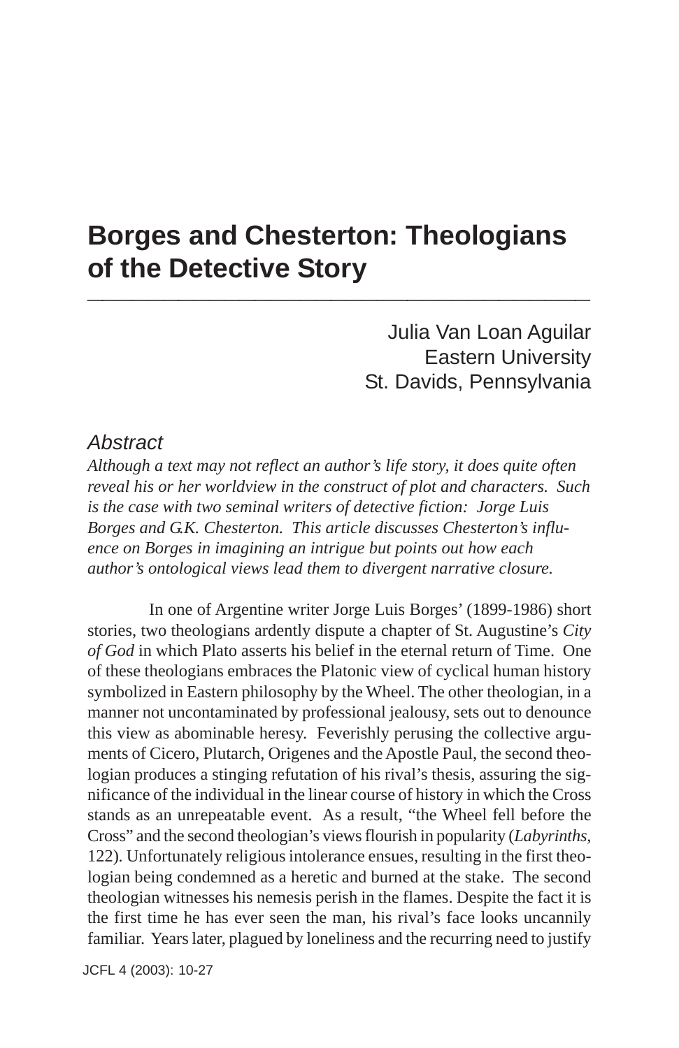# Borges and Chesterton: Theologians of the Detective Story

Julia Van Loan Aguilar
Eastern University
St. Davids, Pennsylvania

## Abstract

*Although a text may not reflect an author's life story, it does quite often reveal his or her worldview in the construct of plot and characters. Such is the case with two seminal writers of detective fiction: Jorge Luis Borges and G.K. Chesterton. This article discusses Chesterton's influence on Borges in imagining an intrigue but points out how each author's ontological views lead them to divergent narrative closure.*

In one of Argentine writer Jorge Luis Borges' (1899-1986) short stories, two theologians ardently dispute a chapter of St. Augustine's *City of God* in which Plato asserts his belief in the eternal return of Time. One of these theologians embraces the Platonic view of cyclical human history symbolized in Eastern philosophy by the Wheel. The other theologian, in a manner not uncontaminated by professional jealousy, sets out to denounce this view as abominable heresy. Feverishly perusing the collective arguments of Cicero, Plutarch, Origenes and the Apostle Paul, the second theologian produces a stinging refutation of his rival's thesis, assuring the significance of the individual in the linear course of history in which the Cross stands as an unrepeatable event. As a result, "the Wheel fell before the Cross" and the second theologian's views flourish in popularity (*Labyrinths*, 122). Unfortunately religious intolerance ensues, resulting in the first theologian being condemned as a heretic and burned at the stake. The second theologian witnesses his nemesis perish in the flames. Despite the fact it is the first time he has ever seen the man, his rival's face looks uncannily familiar. Years later, plagued by loneliness and the recurring need to justify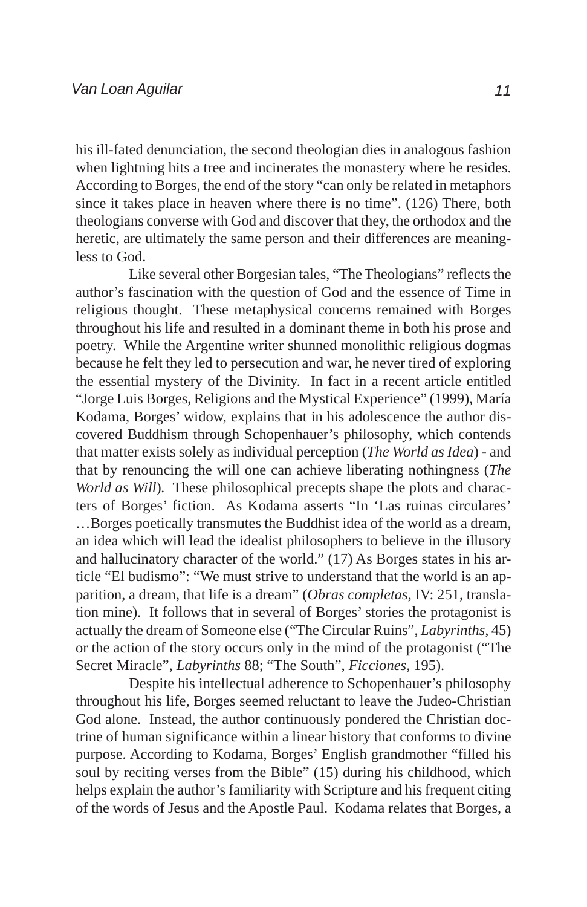his ill-fated denunciation, the second theologian dies in analogous fashion when lightning hits a tree and incinerates the monastery where he resides. According to Borges, the end of the story "can only be related in metaphors since it takes place in heaven where there is no time". (126) There, both theologians converse with God and discover that they, the orthodox and the heretic, are ultimately the same person and their differences are meaningless to God.

Like several other Borgesian tales, "The Theologians" reflects the author's fascination with the question of God and the essence of Time in religious thought. These metaphysical concerns remained with Borges throughout his life and resulted in a dominant theme in both his prose and poetry. While the Argentine writer shunned monolithic religious dogmas because he felt they led to persecution and war, he never tired of exploring the essential mystery of the Divinity. In fact in a recent article entitled "Jorge Luis Borges, Religions and the Mystical Experience" (1999), María Kodama, Borges' widow, explains that in his adolescence the author discovered Buddhism through Schopenhauer's philosophy, which contends that matter exists solely as individual perception (*The World as Idea*) - and that by renouncing the will one can achieve liberating nothingness (*The World as Will*). These philosophical precepts shape the plots and characters of Borges' fiction. As Kodama asserts "In 'Las ruinas circulares' …Borges poetically transmutes the Buddhist idea of the world as a dream, an idea which will lead the idealist philosophers to believe in the illusory and hallucinatory character of the world." (17) As Borges states in his article "El budismo": "We must strive to understand that the world is an apparition, a dream, that life is a dream" (*Obras completas,* IV: 251, translation mine). It follows that in several of Borges' stories the protagonist is actually the dream of Someone else ("The Circular Ruins", *Labyrinths,* 45) or the action of the story occurs only in the mind of the protagonist ("The Secret Miracle", *Labyrinths* 88; "The South", *Ficciones,* 195).

Despite his intellectual adherence to Schopenhauer's philosophy throughout his life, Borges seemed reluctant to leave the Judeo-Christian God alone. Instead, the author continuously pondered the Christian doctrine of human significance within a linear history that conforms to divine purpose. According to Kodama, Borges' English grandmother "filled his soul by reciting verses from the Bible" (15) during his childhood, which helps explain the author's familiarity with Scripture and his frequent citing of the words of Jesus and the Apostle Paul. Kodama relates that Borges, a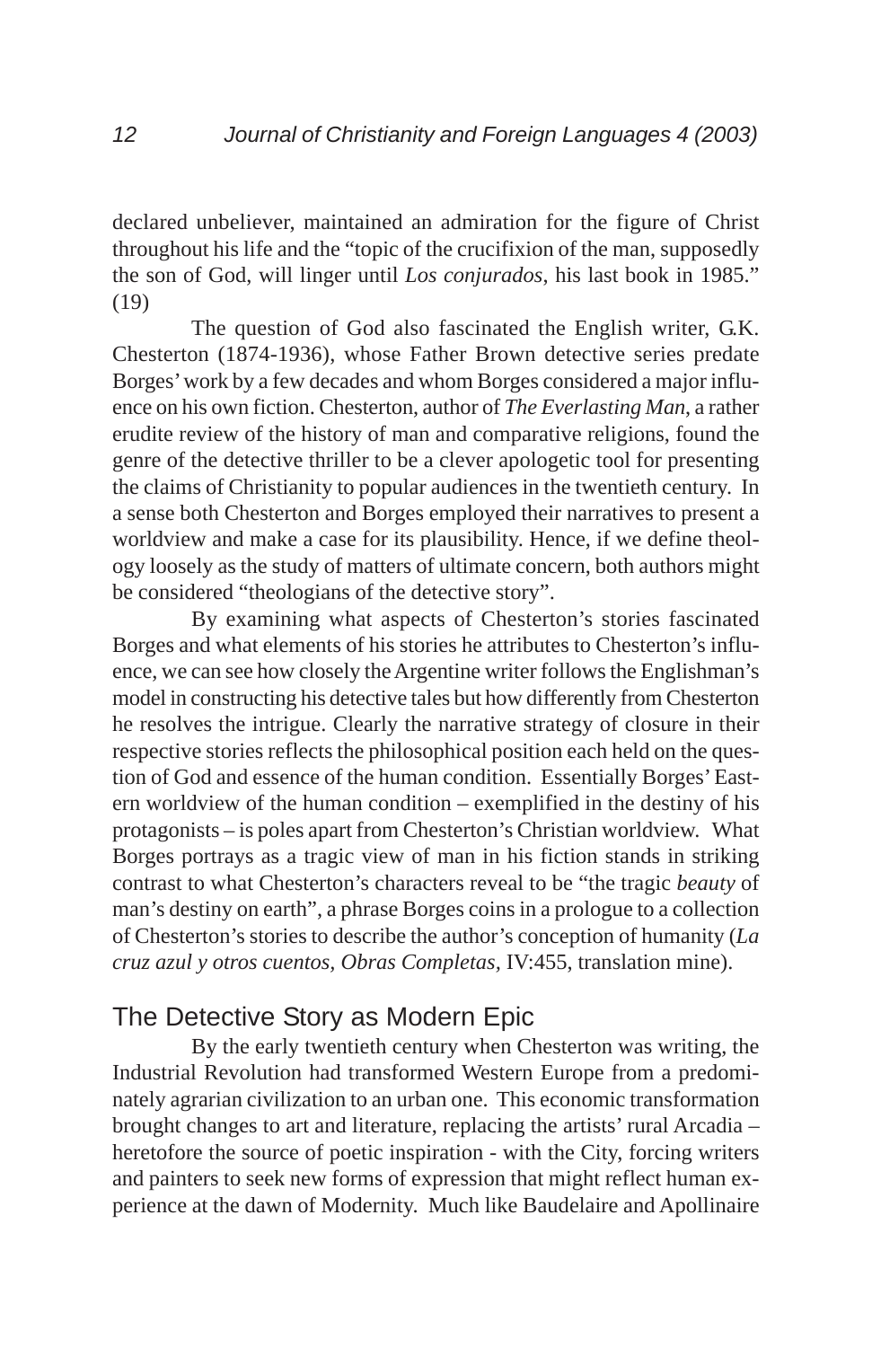declared unbeliever, maintained an admiration for the figure of Christ throughout his life and the "topic of the crucifixion of the man, supposedly the son of God, will linger until *Los conjurados*, his last book in 1985." (19)

The question of God also fascinated the English writer, G.K. Chesterton (1874-1936), whose Father Brown detective series predate Borges' work by a few decades and whom Borges considered a major influence on his own fiction. Chesterton, author of *The Everlasting Man*, a rather erudite review of the history of man and comparative religions, found the genre of the detective thriller to be a clever apologetic tool for presenting the claims of Christianity to popular audiences in the twentieth century. In a sense both Chesterton and Borges employed their narratives to present a worldview and make a case for its plausibility. Hence, if we define theology loosely as the study of matters of ultimate concern, both authors might be considered "theologians of the detective story".

By examining what aspects of Chesterton's stories fascinated Borges and what elements of his stories he attributes to Chesterton's influence, we can see how closely the Argentine writer follows the Englishman's model in constructing his detective tales but how differently from Chesterton he resolves the intrigue. Clearly the narrative strategy of closure in their respective stories reflects the philosophical position each held on the question of God and essence of the human condition. Essentially Borges' Eastern worldview of the human condition – exemplified in the destiny of his protagonists – is poles apart from Chesterton's Christian worldview. What Borges portrays as a tragic view of man in his fiction stands in striking contrast to what Chesterton's characters reveal to be "the tragic *beauty* of man's destiny on earth", a phrase Borges coins in a prologue to a collection of Chesterton's stories to describe the author's conception of humanity (*La cruz azul y otros cuentos*, *Obras Completas*, IV:455, translation mine).

## The Detective Story as Modern Epic

By the early twentieth century when Chesterton was writing, the Industrial Revolution had transformed Western Europe from a predominately agrarian civilization to an urban one. This economic transformation brought changes to art and literature, replacing the artists' rural Arcadia – heretofore the source of poetic inspiration - with the City, forcing writers and painters to seek new forms of expression that might reflect human experience at the dawn of Modernity. Much like Baudelaire and Apollinaire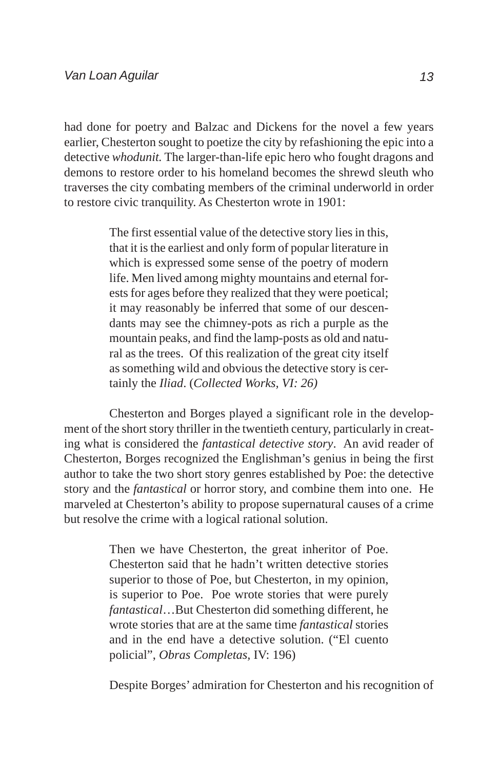had done for poetry and Balzac and Dickens for the novel a few years earlier, Chesterton sought to poetize the city by refashioning the epic into a detective *whodunit.* The larger-than-life epic hero who fought dragons and demons to restore order to his homeland becomes the shrewd sleuth who traverses the city combating members of the criminal underworld in order to restore civic tranquility. As Chesterton wrote in 1901:

> The first essential value of the detective story lies in this, that it is the earliest and only form of popular literature in which is expressed some sense of the poetry of modern life. Men lived among mighty mountains and eternal forests for ages before they realized that they were poetical; it may reasonably be inferred that some of our descendants may see the chimney-pots as rich a purple as the mountain peaks, and find the lamp-posts as old and natural as the trees. Of this realization of the great city itself as something wild and obvious the detective story is certainly the *Iliad*. (*Collected Works, VI: 26)*

Chesterton and Borges played a significant role in the development of the short story thriller in the twentieth century, particularly in creating what is considered the *fantastical detective story*. An avid reader of Chesterton, Borges recognized the Englishman's genius in being the first author to take the two short story genres established by Poe: the detective story and the *fantastical* or horror story, and combine them into one. He marveled at Chesterton's ability to propose supernatural causes of a crime but resolve the crime with a logical rational solution.

> Then we have Chesterton, the great inheritor of Poe. Chesterton said that he hadn't written detective stories superior to those of Poe, but Chesterton, in my opinion, is superior to Poe. Poe wrote stories that were purely *fantastical*…But Chesterton did something different, he wrote stories that are at the same time *fantastical* stories and in the end have a detective solution. ("El cuento policial", *Obras Completas,* IV: 196)

Despite Borges' admiration for Chesterton and his recognition of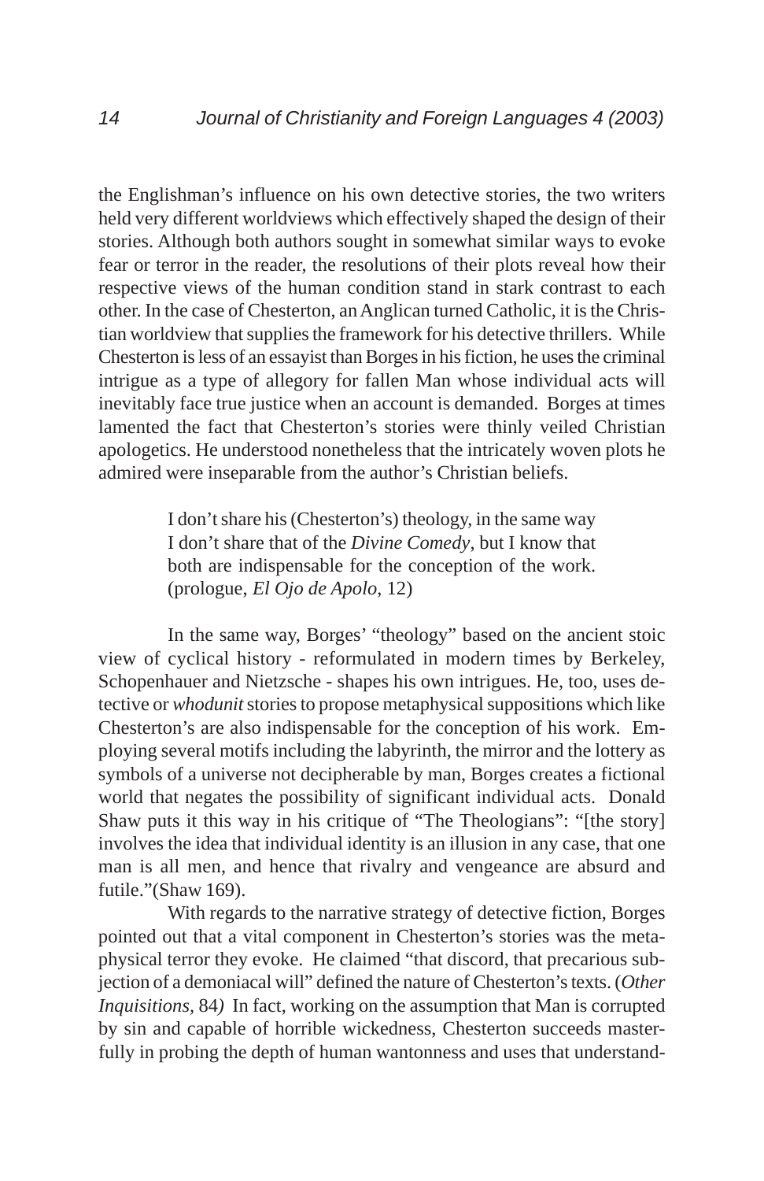the Englishman's influence on his own detective stories, the two writers held very different worldviews which effectively shaped the design of their stories. Although both authors sought in somewhat similar ways to evoke fear or terror in the reader, the resolutions of their plots reveal how their respective views of the human condition stand in stark contrast to each other. In the case of Chesterton, an Anglican turned Catholic, it is the Christian worldview that supplies the framework for his detective thrillers. While Chesterton is less of an essayist than Borges in his fiction, he uses the criminal intrigue as a type of allegory for fallen Man whose individual acts will inevitably face true justice when an account is demanded. Borges at times lamented the fact that Chesterton's stories were thinly veiled Christian apologetics. He understood nonetheless that the intricately woven plots he admired were inseparable from the author's Christian beliefs.

> I don't share his (Chesterton's) theology, in the same way I don't share that of the *Divine Comedy*, but I know that both are indispensable for the conception of the work. (prologue, *El Ojo de Apolo*, 12)

In the same way, Borges' "theology" based on the ancient stoic view of cyclical history - reformulated in modern times by Berkeley, Schopenhauer and Nietzsche - shapes his own intrigues. He, too, uses detective or *whodunit* stories to propose metaphysical suppositions which like Chesterton's are also indispensable for the conception of his work. Employing several motifs including the labyrinth, the mirror and the lottery as symbols of a universe not decipherable by man, Borges creates a fictional world that negates the possibility of significant individual acts. Donald Shaw puts it this way in his critique of "The Theologians": "[the story] involves the idea that individual identity is an illusion in any case, that one man is all men, and hence that rivalry and vengeance are absurd and futile."(Shaw 169).

With regards to the narrative strategy of detective fiction, Borges pointed out that a vital component in Chesterton's stories was the metaphysical terror they evoke. He claimed "that discord, that precarious subjection of a demoniacal will" defined the nature of Chesterton's texts. (*Other Inquisitions*, 84) In fact, working on the assumption that Man is corrupted by sin and capable of horrible wickedness, Chesterton succeeds masterfully in probing the depth of human wantonness and uses that understand-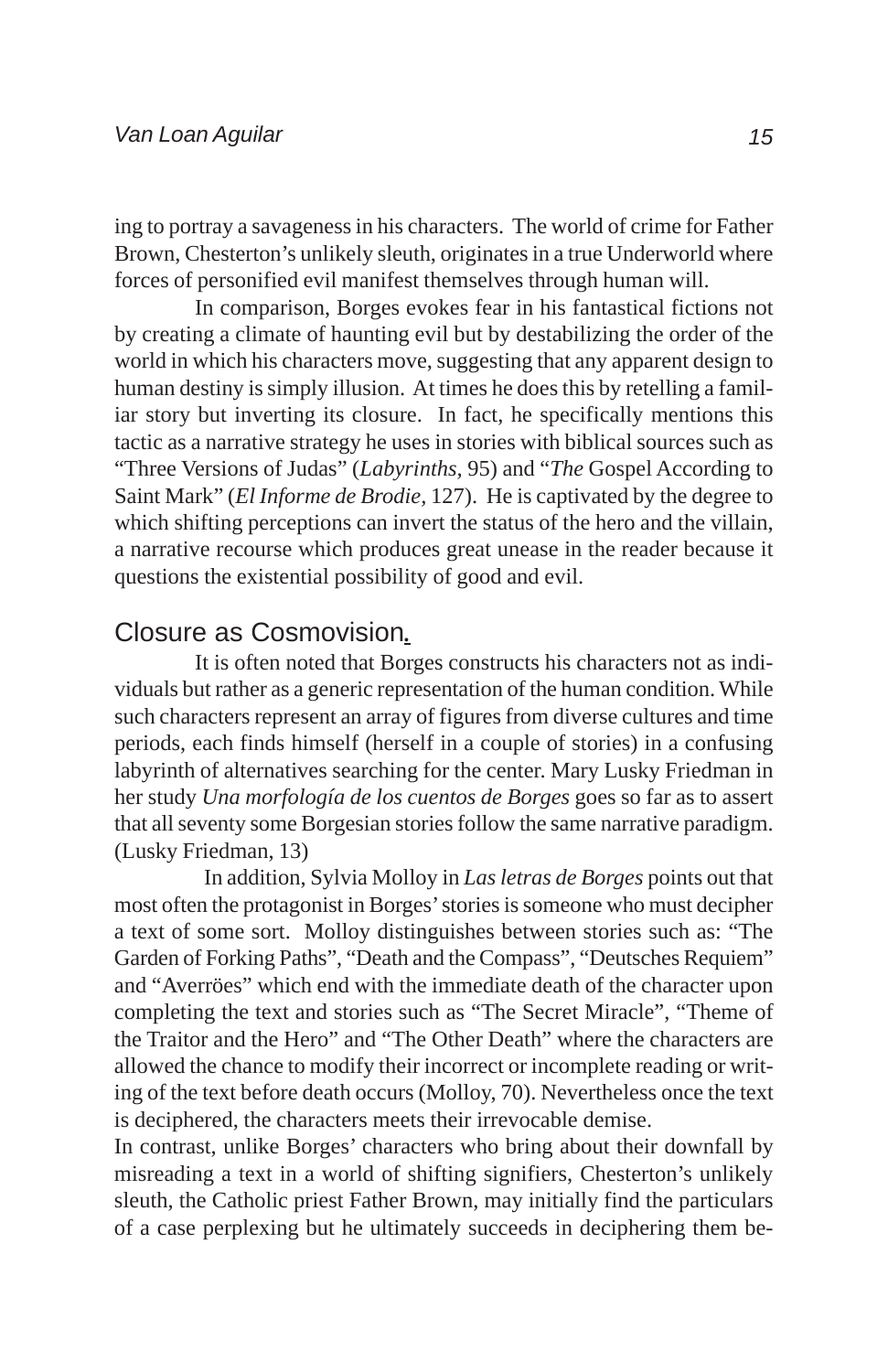ing to portray a savageness in his characters. The world of crime for Father Brown, Chesterton's unlikely sleuth, originates in a true Underworld where forces of personified evil manifest themselves through human will.

In comparison, Borges evokes fear in his fantastical fictions not by creating a climate of haunting evil but by destabilizing the order of the world in which his characters move, suggesting that any apparent design to human destiny is simply illusion. At times he does this by retelling a familiar story but inverting its closure. In fact, he specifically mentions this tactic as a narrative strategy he uses in stories with biblical sources such as "Three Versions of Judas" (*Labyrinths*, 95) and "*The* Gospel According to Saint Mark" (*El Informe de Brodie*, 127). He is captivated by the degree to which shifting perceptions can invert the status of the hero and the villain, a narrative recourse which produces great unease in the reader because it questions the existential possibility of good and evil.

## Closure as Cosmovision.

It is often noted that Borges constructs his characters not as individuals but rather as a generic representation of the human condition. While such characters represent an array of figures from diverse cultures and time periods, each finds himself (herself in a couple of stories) in a confusing labyrinth of alternatives searching for the center. Mary Lusky Friedman in her study *Una morfología de los cuentos de Borges* goes so far as to assert that all seventy some Borgesian stories follow the same narrative paradigm. (Lusky Friedman, 13)

In addition, Sylvia Molloy in *Las letras de Borges* points out that most often the protagonist in Borges' stories is someone who must decipher a text of some sort. Molloy distinguishes between stories such as: "The Garden of Forking Paths", "Death and the Compass", "Deutsches Requiem" and "Averröes" which end with the immediate death of the character upon completing the text and stories such as "The Secret Miracle", "Theme of the Traitor and the Hero" and "The Other Death" where the characters are allowed the chance to modify their incorrect or incomplete reading or writing of the text before death occurs (Molloy, 70). Nevertheless once the text is deciphered, the characters meets their irrevocable demise.

In contrast, unlike Borges' characters who bring about their downfall by misreading a text in a world of shifting signifiers, Chesterton's unlikely sleuth, the Catholic priest Father Brown, may initially find the particulars of a case perplexing but he ultimately succeeds in deciphering them be-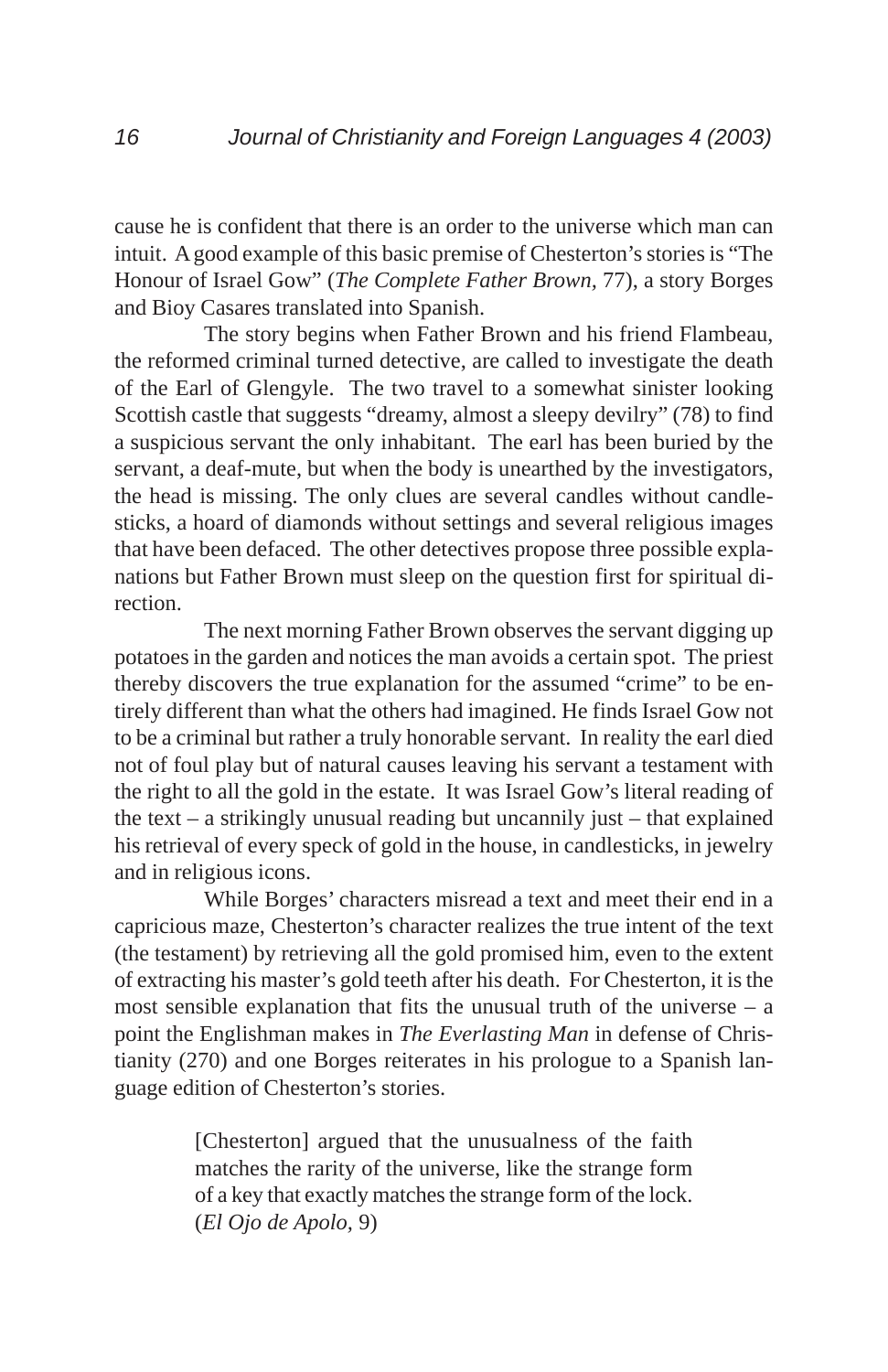cause he is confident that there is an order to the universe which man can intuit. A good example of this basic premise of Chesterton's stories is "The Honour of Israel Gow" (*The Complete Father Brown*, 77), a story Borges and Bioy Casares translated into Spanish.

The story begins when Father Brown and his friend Flambeau, the reformed criminal turned detective, are called to investigate the death of the Earl of Glengyle. The two travel to a somewhat sinister looking Scottish castle that suggests "dreamy, almost a sleepy devilry" (78) to find a suspicious servant the only inhabitant. The earl has been buried by the servant, a deaf-mute, but when the body is unearthed by the investigators, the head is missing. The only clues are several candles without candlesticks, a hoard of diamonds without settings and several religious images that have been defaced. The other detectives propose three possible explanations but Father Brown must sleep on the question first for spiritual direction.

The next morning Father Brown observes the servant digging up potatoes in the garden and notices the man avoids a certain spot. The priest thereby discovers the true explanation for the assumed "crime" to be entirely different than what the others had imagined. He finds Israel Gow not to be a criminal but rather a truly honorable servant. In reality the earl died not of foul play but of natural causes leaving his servant a testament with the right to all the gold in the estate. It was Israel Gow's literal reading of the text – a strikingly unusual reading but uncannily just – that explained his retrieval of every speck of gold in the house, in candlesticks, in jewelry and in religious icons.

While Borges' characters misread a text and meet their end in a capricious maze, Chesterton's character realizes the true intent of the text (the testament) by retrieving all the gold promised him, even to the extent of extracting his master's gold teeth after his death. For Chesterton, it is the most sensible explanation that fits the unusual truth of the universe – a point the Englishman makes in *The Everlasting Man* in defense of Christianity (270) and one Borges reiterates in his prologue to a Spanish language edition of Chesterton's stories.

> [Chesterton] argued that the unusualness of the faith matches the rarity of the universe, like the strange form of a key that exactly matches the strange form of the lock. (*El Ojo de Apolo,* 9)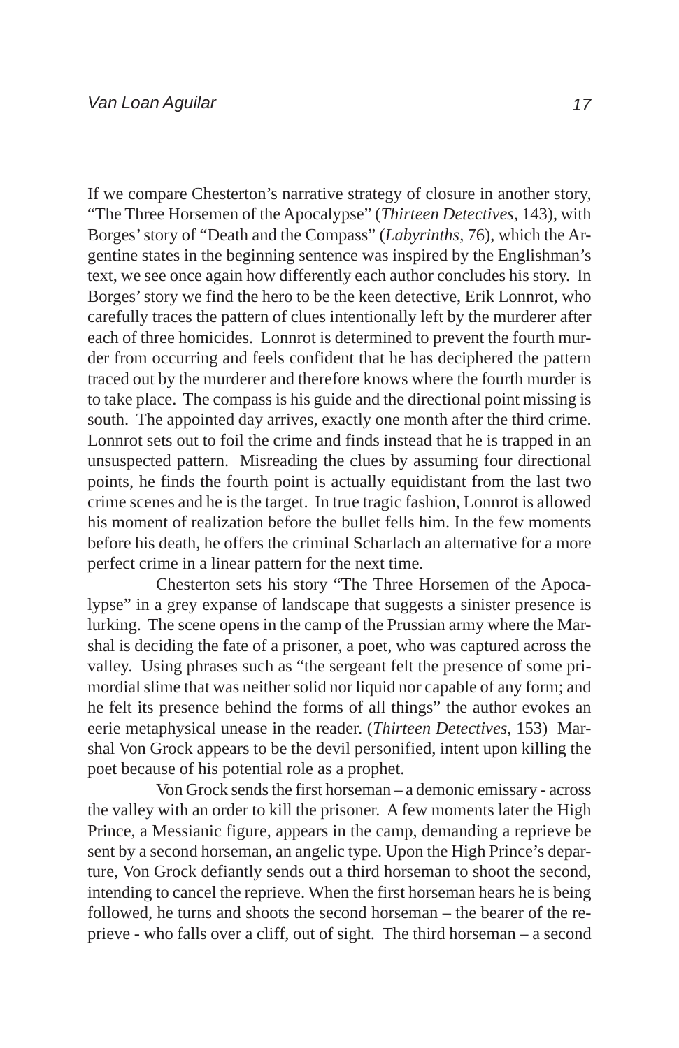If we compare Chesterton's narrative strategy of closure in another story, "The Three Horsemen of the Apocalypse" (*Thirteen Detectives*, 143), with Borges' story of "Death and the Compass" (*Labyrinths*, 76), which the Argentine states in the beginning sentence was inspired by the Englishman's text, we see once again how differently each author concludes his story. In Borges' story we find the hero to be the keen detective, Erik Lonnrot, who carefully traces the pattern of clues intentionally left by the murderer after each of three homicides. Lonnrot is determined to prevent the fourth murder from occurring and feels confident that he has deciphered the pattern traced out by the murderer and therefore knows where the fourth murder is to take place. The compass is his guide and the directional point missing is south. The appointed day arrives, exactly one month after the third crime. Lonnrot sets out to foil the crime and finds instead that he is trapped in an unsuspected pattern. Misreading the clues by assuming four directional points, he finds the fourth point is actually equidistant from the last two crime scenes and he is the target. In true tragic fashion, Lonnrot is allowed his moment of realization before the bullet fells him. In the few moments before his death, he offers the criminal Scharlach an alternative for a more perfect crime in a linear pattern for the next time.

Chesterton sets his story "The Three Horsemen of the Apocalypse" in a grey expanse of landscape that suggests a sinister presence is lurking. The scene opens in the camp of the Prussian army where the Marshal is deciding the fate of a prisoner, a poet, who was captured across the valley. Using phrases such as "the sergeant felt the presence of some primordial slime that was neither solid nor liquid nor capable of any form; and he felt its presence behind the forms of all things" the author evokes an eerie metaphysical unease in the reader. (*Thirteen Detectives*, 153) Marshal Von Grock appears to be the devil personified, intent upon killing the poet because of his potential role as a prophet.

Von Grock sends the first horseman – a demonic emissary - across the valley with an order to kill the prisoner. A few moments later the High Prince, a Messianic figure, appears in the camp, demanding a reprieve be sent by a second horseman, an angelic type. Upon the High Prince's departure, Von Grock defiantly sends out a third horseman to shoot the second, intending to cancel the reprieve. When the first horseman hears he is being followed, he turns and shoots the second horseman – the bearer of the reprieve - who falls over a cliff, out of sight. The third horseman – a second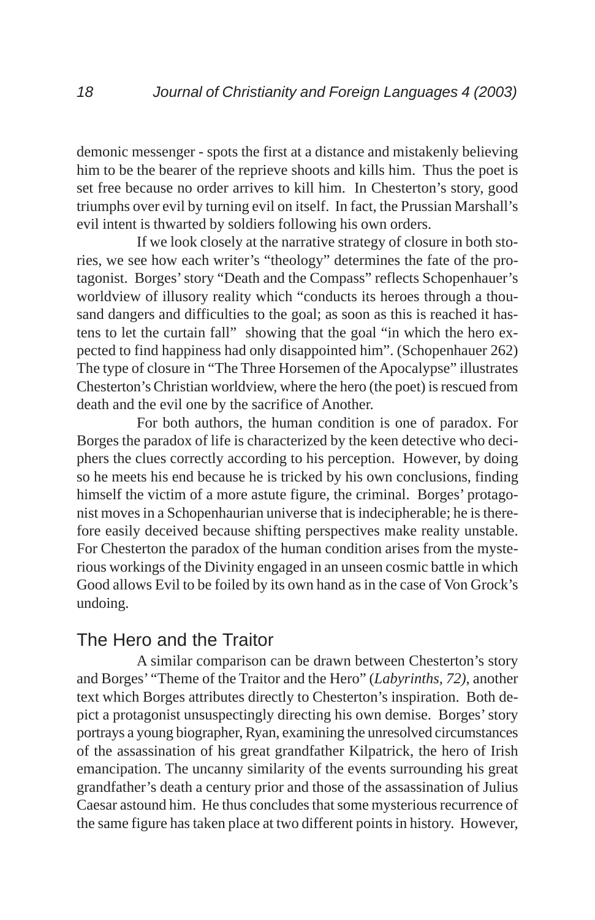demonic messenger - spots the first at a distance and mistakenly believing him to be the bearer of the reprieve shoots and kills him. Thus the poet is set free because no order arrives to kill him. In Chesterton's story, good triumphs over evil by turning evil on itself. In fact, the Prussian Marshall's evil intent is thwarted by soldiers following his own orders.

If we look closely at the narrative strategy of closure in both stories, we see how each writer's "theology" determines the fate of the protagonist. Borges' story "Death and the Compass" reflects Schopenhauer's worldview of illusory reality which "conducts its heroes through a thousand dangers and difficulties to the goal; as soon as this is reached it hastens to let the curtain fall" showing that the goal "in which the hero expected to find happiness had only disappointed him". (Schopenhauer 262) The type of closure in "The Three Horsemen of the Apocalypse" illustrates Chesterton's Christian worldview, where the hero (the poet) is rescued from death and the evil one by the sacrifice of Another.

For both authors, the human condition is one of paradox. For Borges the paradox of life is characterized by the keen detective who deciphers the clues correctly according to his perception. However, by doing so he meets his end because he is tricked by his own conclusions, finding himself the victim of a more astute figure, the criminal. Borges' protagonist moves in a Schopenhaurian universe that is indecipherable; he is therefore easily deceived because shifting perspectives make reality unstable. For Chesterton the paradox of the human condition arises from the mysterious workings of the Divinity engaged in an unseen cosmic battle in which Good allows Evil to be foiled by its own hand as in the case of Von Grock's undoing.

## The Hero and the Traitor

A similar comparison can be drawn between Chesterton's story and Borges' "Theme of the Traitor and the Hero" (*Labyrinths, 72)*, another text which Borges attributes directly to Chesterton's inspiration. Both depict a protagonist unsuspectingly directing his own demise. Borges' story portrays a young biographer, Ryan, examining the unresolved circumstances of the assassination of his great grandfather Kilpatrick, the hero of Irish emancipation. The uncanny similarity of the events surrounding his great grandfather's death a century prior and those of the assassination of Julius Caesar astound him. He thus concludes that some mysterious recurrence of the same figure has taken place at two different points in history. However,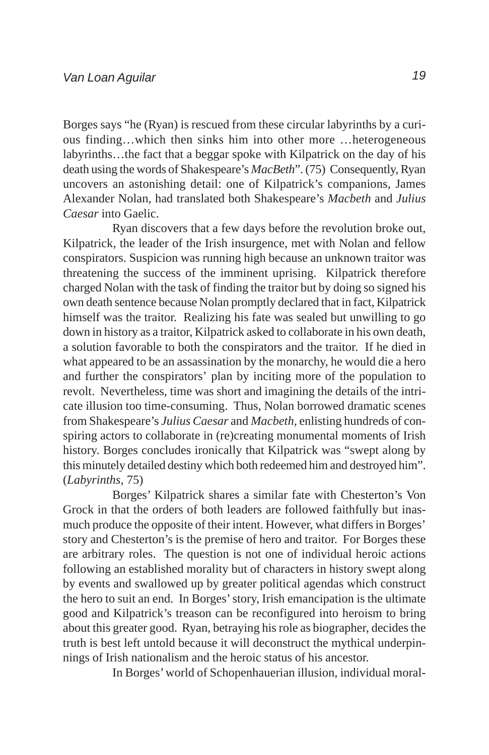Borges says "he (Ryan) is rescued from these circular labyrinths by a curious finding…which then sinks him into other more …heterogeneous labyrinths…the fact that a beggar spoke with Kilpatrick on the day of his death using the words of Shakespeare's *MacBeth*". (75) Consequently, Ryan uncovers an astonishing detail: one of Kilpatrick's companions, James Alexander Nolan, had translated both Shakespeare's *Macbeth* and *Julius Caesar* into Gaelic.

Ryan discovers that a few days before the revolution broke out, Kilpatrick, the leader of the Irish insurgence, met with Nolan and fellow conspirators. Suspicion was running high because an unknown traitor was threatening the success of the imminent uprising. Kilpatrick therefore charged Nolan with the task of finding the traitor but by doing so signed his own death sentence because Nolan promptly declared that in fact, Kilpatrick himself was the traitor. Realizing his fate was sealed but unwilling to go down in history as a traitor, Kilpatrick asked to collaborate in his own death, a solution favorable to both the conspirators and the traitor. If he died in what appeared to be an assassination by the monarchy, he would die a hero and further the conspirators' plan by inciting more of the population to revolt. Nevertheless, time was short and imagining the details of the intricate illusion too time-consuming. Thus, Nolan borrowed dramatic scenes from Shakespeare's *Julius Caesar* and *Macbeth*, enlisting hundreds of conspiring actors to collaborate in (re)creating monumental moments of Irish history. Borges concludes ironically that Kilpatrick was "swept along by this minutely detailed destiny which both redeemed him and destroyed him". (*Labyrinths*, 75)

Borges' Kilpatrick shares a similar fate with Chesterton's Von Grock in that the orders of both leaders are followed faithfully but inasmuch produce the opposite of their intent. However, what differs in Borges' story and Chesterton's is the premise of hero and traitor. For Borges these are arbitrary roles. The question is not one of individual heroic actions following an established morality but of characters in history swept along by events and swallowed up by greater political agendas which construct the hero to suit an end. In Borges' story, Irish emancipation is the ultimate good and Kilpatrick's treason can be reconfigured into heroism to bring about this greater good. Ryan, betraying his role as biographer, decides the truth is best left untold because it will deconstruct the mythical underpinnings of Irish nationalism and the heroic status of his ancestor.

In Borges' world of Schopenhauerian illusion, individual moral-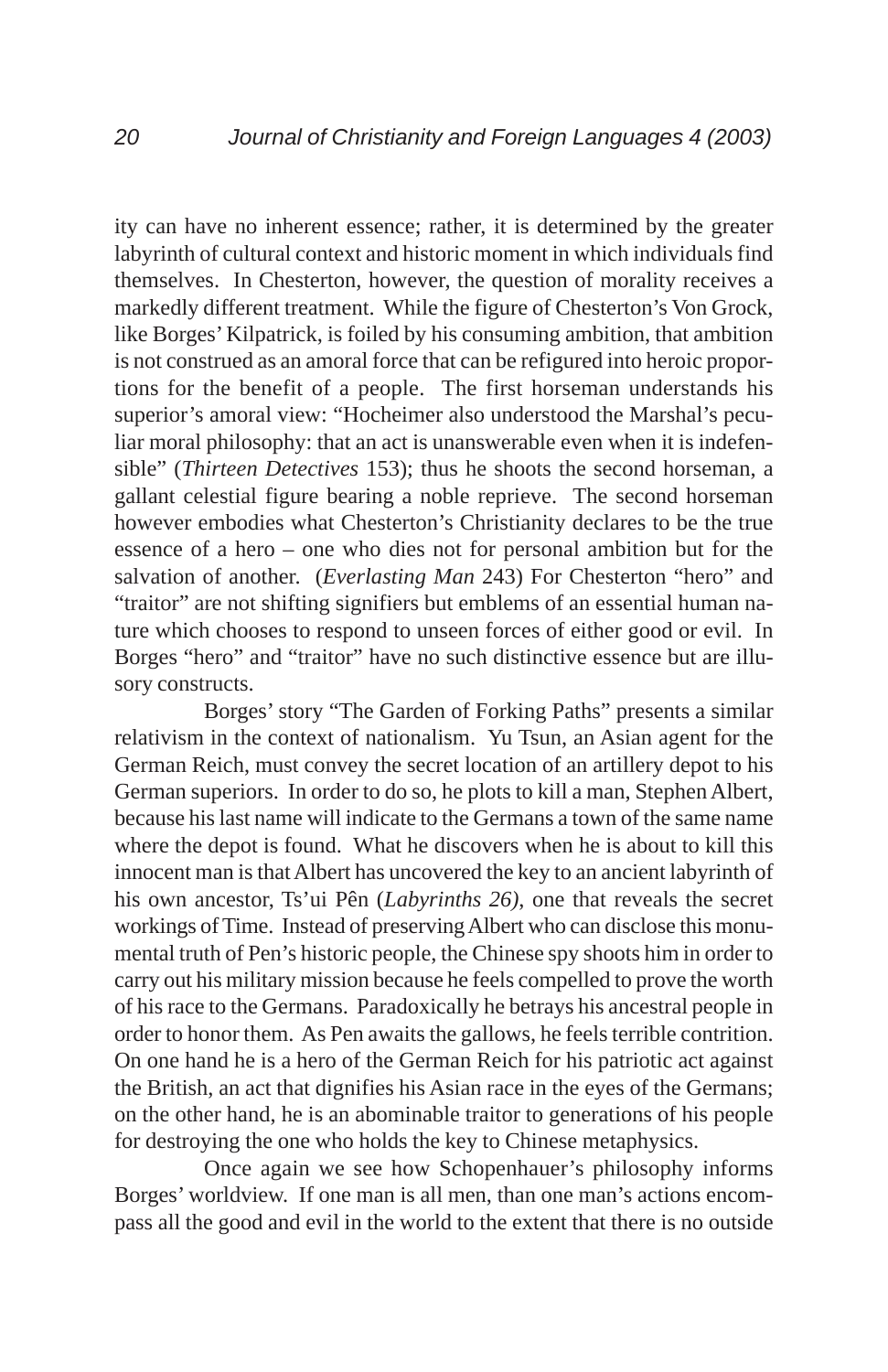ity can have no inherent essence; rather, it is determined by the greater labyrinth of cultural context and historic moment in which individuals find themselves. In Chesterton, however, the question of morality receives a markedly different treatment. While the figure of Chesterton's Von Grock, like Borges' Kilpatrick, is foiled by his consuming ambition, that ambition is not construed as an amoral force that can be refigured into heroic proportions for the benefit of a people. The first horseman understands his superior's amoral view: "Hocheimer also understood the Marshal's peculiar moral philosophy: that an act is unanswerable even when it is indefensible" (*Thirteen Detectives* 153); thus he shoots the second horseman, a gallant celestial figure bearing a noble reprieve. The second horseman however embodies what Chesterton's Christianity declares to be the true essence of a hero – one who dies not for personal ambition but for the salvation of another. (*Everlasting Man* 243) For Chesterton "hero" and "traitor" are not shifting signifiers but emblems of an essential human nature which chooses to respond to unseen forces of either good or evil. In Borges "hero" and "traitor" have no such distinctive essence but are illusory constructs.

Borges' story "The Garden of Forking Paths" presents a similar relativism in the context of nationalism. Yu Tsun, an Asian agent for the German Reich, must convey the secret location of an artillery depot to his German superiors. In order to do so, he plots to kill a man, Stephen Albert, because his last name will indicate to the Germans a town of the same name where the depot is found. What he discovers when he is about to kill this innocent man is that Albert has uncovered the key to an ancient labyrinth of his own ancestor, Ts'ui Pên (*Labyrinths 26)*, one that reveals the secret workings of Time. Instead of preserving Albert who can disclose this monumental truth of Pen's historic people, the Chinese spy shoots him in order to carry out his military mission because he feels compelled to prove the worth of his race to the Germans. Paradoxically he betrays his ancestral people in order to honor them. As Pen awaits the gallows, he feels terrible contrition. On one hand he is a hero of the German Reich for his patriotic act against the British, an act that dignifies his Asian race in the eyes of the Germans; on the other hand, he is an abominable traitor to generations of his people for destroying the one who holds the key to Chinese metaphysics.

Once again we see how Schopenhauer's philosophy informs Borges' worldview. If one man is all men, than one man's actions encompass all the good and evil in the world to the extent that there is no outside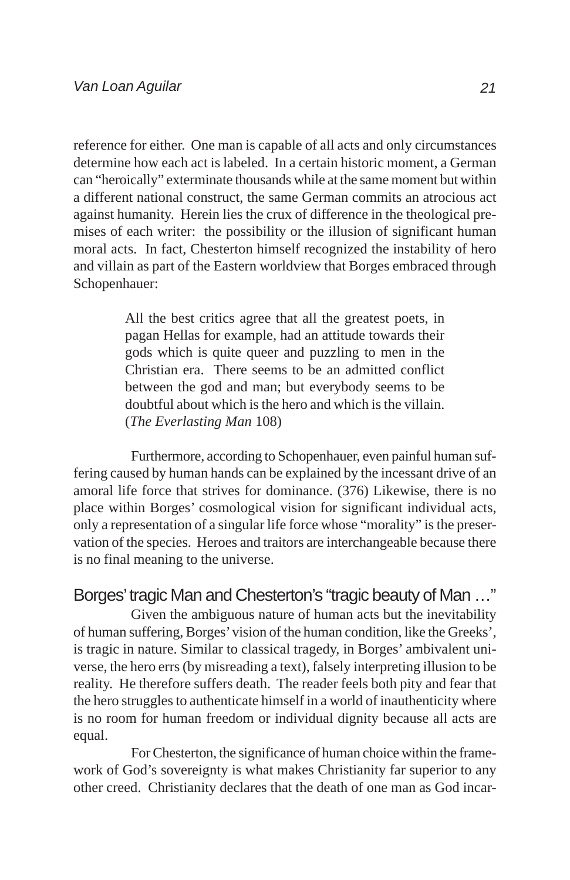reference for either. One man is capable of all acts and only circumstances determine how each act is labeled. In a certain historic moment, a German can "heroically" exterminate thousands while at the same moment but within a different national construct, the same German commits an atrocious act against humanity. Herein lies the crux of difference in the theological premises of each writer: the possibility or the illusion of significant human moral acts. In fact, Chesterton himself recognized the instability of hero and villain as part of the Eastern worldview that Borges embraced through Schopenhauer:

> All the best critics agree that all the greatest poets, in pagan Hellas for example, had an attitude towards their gods which is quite queer and puzzling to men in the Christian era. There seems to be an admitted conflict between the god and man; but everybody seems to be doubtful about which is the hero and which is the villain. (*The Everlasting Man* 108)

Furthermore, according to Schopenhauer, even painful human suffering caused by human hands can be explained by the incessant drive of an amoral life force that strives for dominance. (376) Likewise, there is no place within Borges' cosmological vision for significant individual acts, only a representation of a singular life force whose "morality" is the preservation of the species. Heroes and traitors are interchangeable because there is no final meaning to the universe.

## Borges' tragic Man and Chesterton's "tragic beauty of Man …"

Given the ambiguous nature of human acts but the inevitability of human suffering, Borges' vision of the human condition, like the Greeks', is tragic in nature. Similar to classical tragedy, in Borges' ambivalent universe, the hero errs (by misreading a text), falsely interpreting illusion to be reality. He therefore suffers death. The reader feels both pity and fear that the hero struggles to authenticate himself in a world of inauthenticity where is no room for human freedom or individual dignity because all acts are equal.

For Chesterton, the significance of human choice within the framework of God's sovereignty is what makes Christianity far superior to any other creed. Christianity declares that the death of one man as God incar-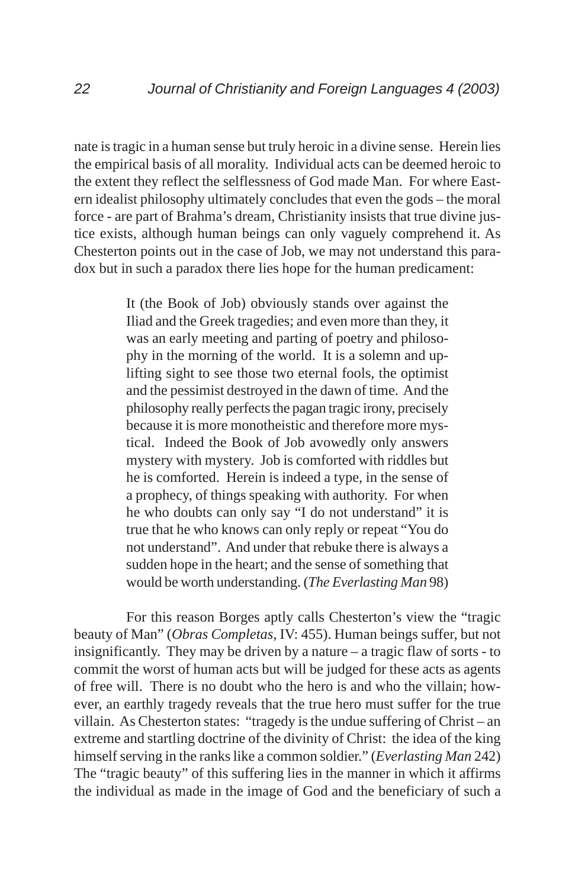nate is tragic in a human sense but truly heroic in a divine sense. Herein lies the empirical basis of all morality. Individual acts can be deemed heroic to the extent they reflect the selflessness of God made Man. For where Eastern idealist philosophy ultimately concludes that even the gods – the moral force - are part of Brahma's dream, Christianity insists that true divine justice exists, although human beings can only vaguely comprehend it. As Chesterton points out in the case of Job, we may not understand this paradox but in such a paradox there lies hope for the human predicament:

> It (the Book of Job) obviously stands over against the Iliad and the Greek tragedies; and even more than they, it was an early meeting and parting of poetry and philosophy in the morning of the world. It is a solemn and uplifting sight to see those two eternal fools, the optimist and the pessimist destroyed in the dawn of time. And the philosophy really perfects the pagan tragic irony, precisely because it is more monotheistic and therefore more mystical. Indeed the Book of Job avowedly only answers mystery with mystery. Job is comforted with riddles but he is comforted. Herein is indeed a type, in the sense of a prophecy, of things speaking with authority. For when he who doubts can only say "I do not understand" it is true that he who knows can only reply or repeat "You do not understand". And under that rebuke there is always a sudden hope in the heart; and the sense of something that would be worth understanding. (*The Everlasting Man* 98)

For this reason Borges aptly calls Chesterton's view the "tragic beauty of Man" (*Obras Completas*, IV: 455). Human beings suffer, but not insignificantly. They may be driven by a nature – a tragic flaw of sorts - to commit the worst of human acts but will be judged for these acts as agents of free will. There is no doubt who the hero is and who the villain; however, an earthly tragedy reveals that the true hero must suffer for the true villain. As Chesterton states: "tragedy is the undue suffering of Christ – an extreme and startling doctrine of the divinity of Christ: the idea of the king himself serving in the ranks like a common soldier." (*Everlasting Man* 242) The "tragic beauty" of this suffering lies in the manner in which it affirms the individual as made in the image of God and the beneficiary of such a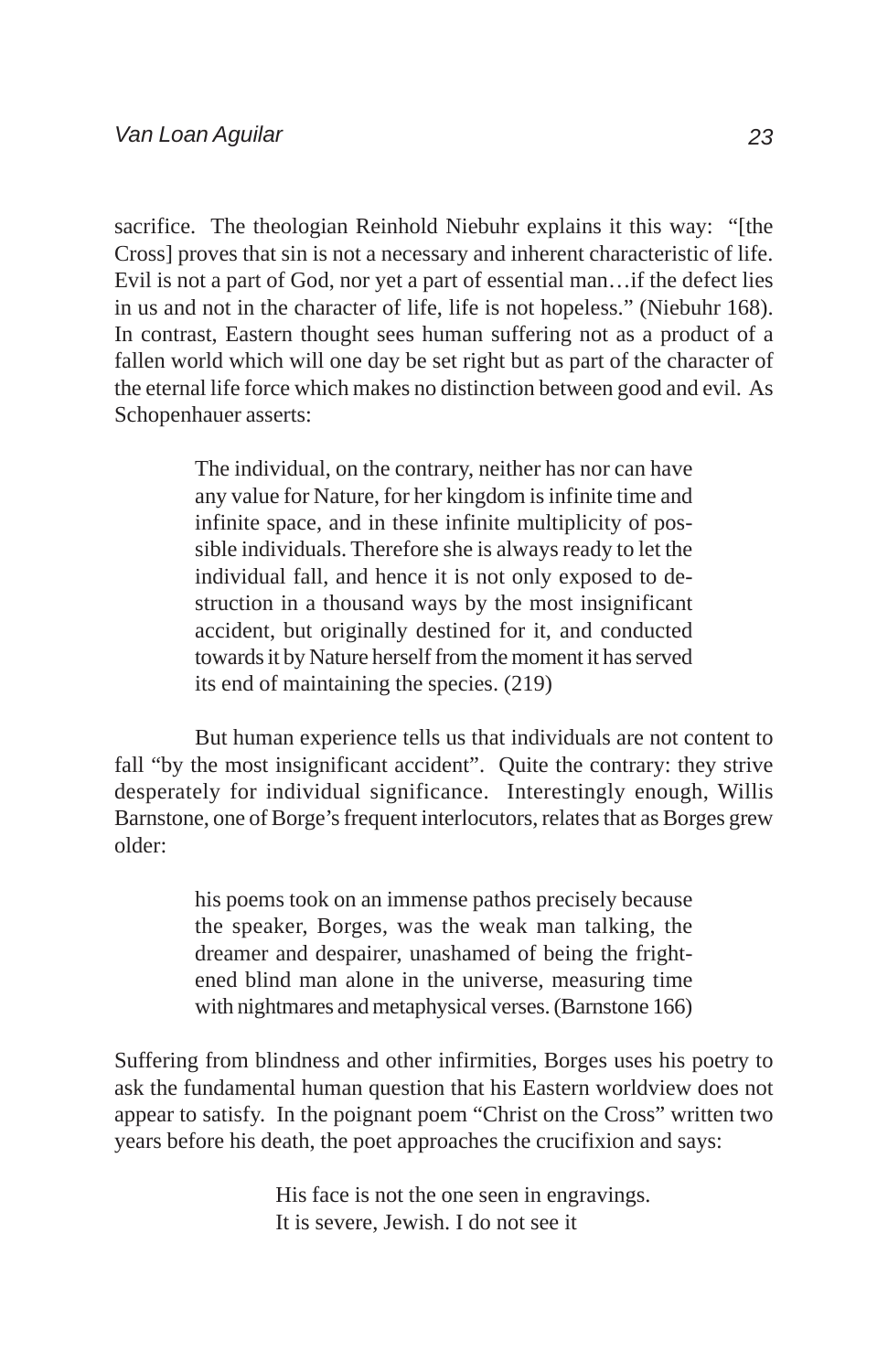sacrifice. The theologian Reinhold Niebuhr explains it this way: "[the Cross] proves that sin is not a necessary and inherent characteristic of life. Evil is not a part of God, nor yet a part of essential man…if the defect lies in us and not in the character of life, life is not hopeless." (Niebuhr 168). In contrast, Eastern thought sees human suffering not as a product of a fallen world which will one day be set right but as part of the character of the eternal life force which makes no distinction between good and evil. As Schopenhauer asserts:

> The individual, on the contrary, neither has nor can have any value for Nature, for her kingdom is infinite time and infinite space, and in these infinite multiplicity of possible individuals. Therefore she is always ready to let the individual fall, and hence it is not only exposed to destruction in a thousand ways by the most insignificant accident, but originally destined for it, and conducted towards it by Nature herself from the moment it has served its end of maintaining the species. (219)

But human experience tells us that individuals are not content to fall "by the most insignificant accident". Quite the contrary: they strive desperately for individual significance. Interestingly enough, Willis Barnstone, one of Borge's frequent interlocutors, relates that as Borges grew older:

> his poems took on an immense pathos precisely because the speaker, Borges, was the weak man talking, the dreamer and despairer, unashamed of being the frightened blind man alone in the universe, measuring time with nightmares and metaphysical verses. (Barnstone 166)

Suffering from blindness and other infirmities, Borges uses his poetry to ask the fundamental human question that his Eastern worldview does not appear to satisfy. In the poignant poem "Christ on the Cross" written two years before his death, the poet approaches the crucifixion and says:

> His face is not the one seen in engravings.
> It is severe, Jewish. I do not see it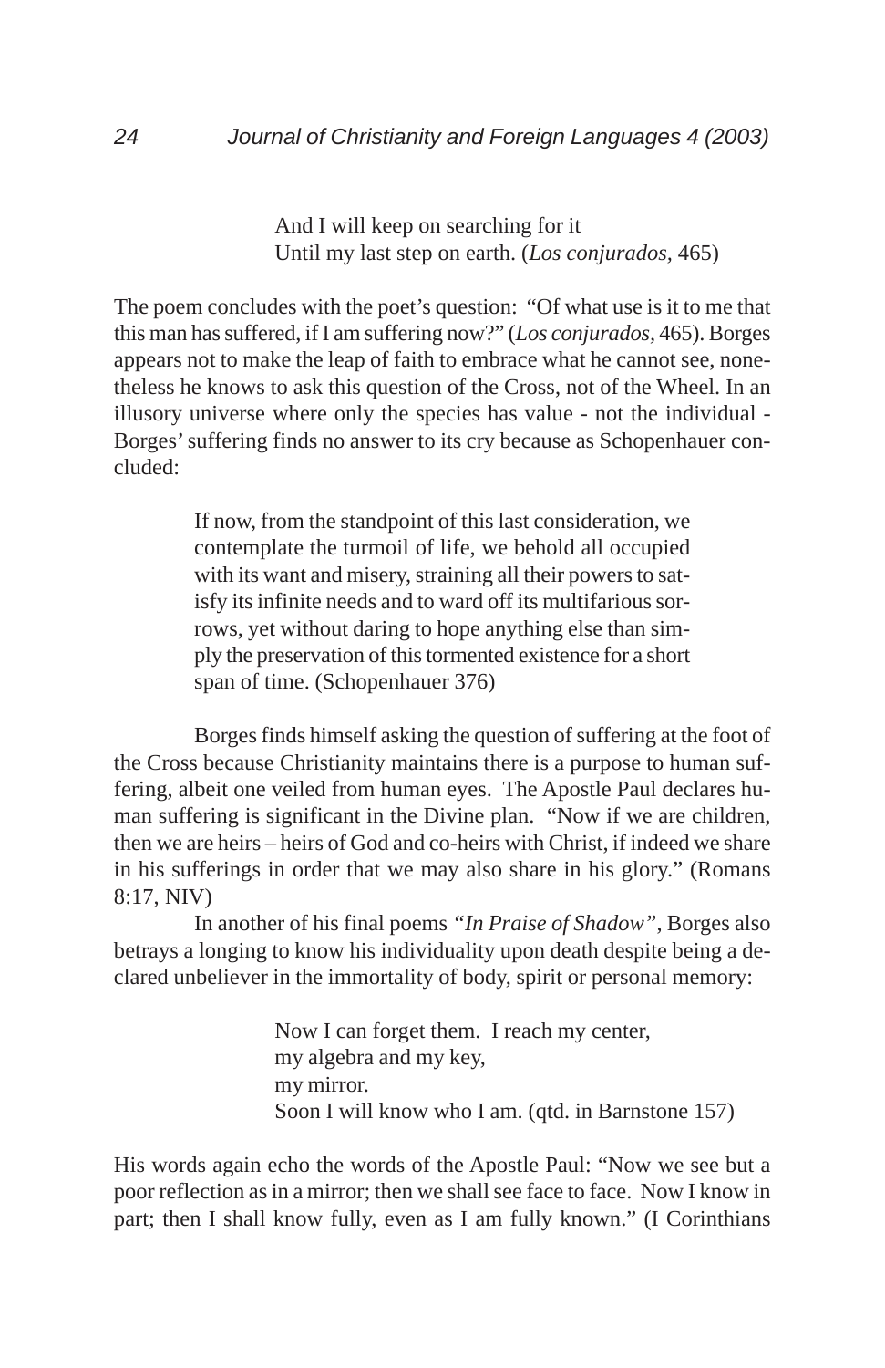> And I will keep on searching for it
> Until my last step on earth. (*Los conjurados,* 465)

The poem concludes with the poet's question: "Of what use is it to me that this man has suffered, if I am suffering now?" (*Los conjurados*, 465). Borges appears not to make the leap of faith to embrace what he cannot see, nonetheless he knows to ask this question of the Cross, not of the Wheel. In an illusory universe where only the species has value - not the individual - Borges' suffering finds no answer to its cry because as Schopenhauer concluded:

> If now, from the standpoint of this last consideration, we contemplate the turmoil of life, we behold all occupied with its want and misery, straining all their powers to satisfy its infinite needs and to ward off its multifarious sorrows, yet without daring to hope anything else than simply the preservation of this tormented existence for a short span of time. (Schopenhauer 376)

Borges finds himself asking the question of suffering at the foot of the Cross because Christianity maintains there is a purpose to human suffering, albeit one veiled from human eyes. The Apostle Paul declares human suffering is significant in the Divine plan. "Now if we are children, then we are heirs – heirs of God and co-heirs with Christ, if indeed we share in his sufferings in order that we may also share in his glory." (Romans 8:17, NIV)

In another of his final poems *"In Praise of Shadow"*, Borges also betrays a longing to know his individuality upon death despite being a declared unbeliever in the immortality of body, spirit or personal memory:

> Now I can forget them. I reach my center,
> my algebra and my key,
> my mirror.
> Soon I will know who I am. (qtd. in Barnstone 157)

His words again echo the words of the Apostle Paul: "Now we see but a poor reflection as in a mirror; then we shall see face to face. Now I know in part; then I shall know fully, even as I am fully known." (I Corinthians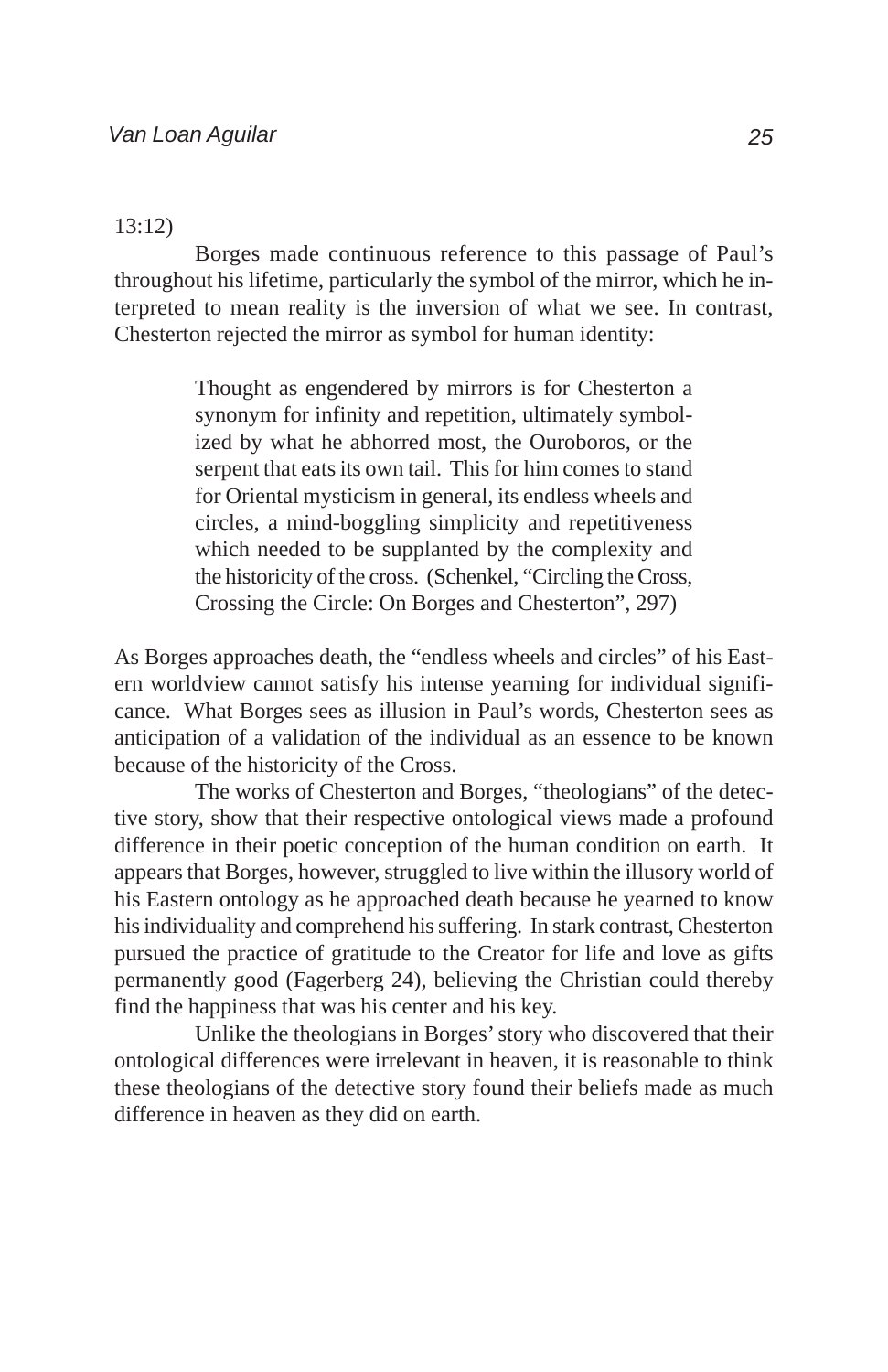13:12)

Borges made continuous reference to this passage of Paul's throughout his lifetime, particularly the symbol of the mirror, which he interpreted to mean reality is the inversion of what we see. In contrast, Chesterton rejected the mirror as symbol for human identity:

> Thought as engendered by mirrors is for Chesterton a synonym for infinity and repetition, ultimately symbolized by what he abhorred most, the Ouroboros, or the serpent that eats its own tail. This for him comes to stand for Oriental mysticism in general, its endless wheels and circles, a mind-boggling simplicity and repetitiveness which needed to be supplanted by the complexity and the historicity of the cross. (Schenkel, "Circling the Cross, Crossing the Circle: On Borges and Chesterton", 297)

As Borges approaches death, the "endless wheels and circles" of his Eastern worldview cannot satisfy his intense yearning for individual significance. What Borges sees as illusion in Paul's words, Chesterton sees as anticipation of a validation of the individual as an essence to be known because of the historicity of the Cross.

The works of Chesterton and Borges, "theologians" of the detective story, show that their respective ontological views made a profound difference in their poetic conception of the human condition on earth. It appears that Borges, however, struggled to live within the illusory world of his Eastern ontology as he approached death because he yearned to know his individuality and comprehend his suffering. In stark contrast, Chesterton pursued the practice of gratitude to the Creator for life and love as gifts permanently good (Fagerberg 24), believing the Christian could thereby find the happiness that was his center and his key.

Unlike the theologians in Borges' story who discovered that their ontological differences were irrelevant in heaven, it is reasonable to think these theologians of the detective story found their beliefs made as much difference in heaven as they did on earth.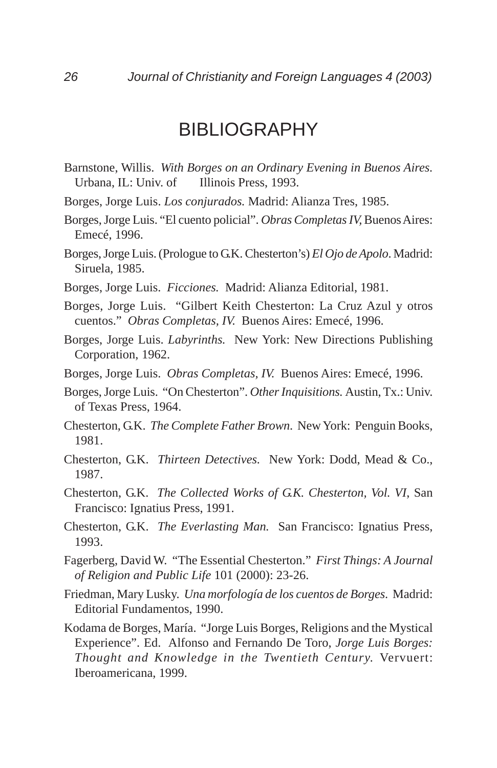# BIBLIOGRAPHY

Barnstone, Willis. *With Borges on an Ordinary Evening in Buenos Aires.* Urbana, IL: Univ. of Illinois Press, 1993.

Borges, Jorge Luis. *Los conjurados.* Madrid: Alianza Tres, 1985.

Borges, Jorge Luis. "El cuento policial". *Obras Completas IV,* Buenos Aires: Emecé, 1996.

Borges, Jorge Luis. (Prologue to G.K. Chesterton's) *El Ojo de Apolo*. Madrid: Siruela, 1985.

Borges, Jorge Luis. *Ficciones.* Madrid: Alianza Editorial, 1981.

Borges, Jorge Luis. "Gilbert Keith Chesterton: La Cruz Azul y otros cuentos." *Obras Completas, IV.* Buenos Aires: Emecé, 1996.

Borges, Jorge Luis. *Labyrinths.* New York: New Directions Publishing Corporation, 1962.

Borges, Jorge Luis. *Obras Completas, IV.* Buenos Aires: Emecé, 1996.

Borges, Jorge Luis. "On Chesterton". *Other Inquisitions.* Austin, Tx.: Univ. of Texas Press, 1964.

Chesterton, G.K. *The Complete Father Brown*. New York: Penguin Books, 1981.

Chesterton, G.K. *Thirteen Detectives.* New York: Dodd, Mead & Co., 1987.

Chesterton, G.K. *The Collected Works of G.K. Chesterton, Vol. VI*, San Francisco: Ignatius Press, 1991.

Chesterton, G.K. *The Everlasting Man.* San Francisco: Ignatius Press, 1993.

Fagerberg, David W. "The Essential Chesterton." *First Things: A Journal of Religion and Public Life* 101 (2000): 23-26.

Friedman, Mary Lusky. *Una morfología de los cuentos de Borges*. Madrid: Editorial Fundamentos, 1990.

Kodama de Borges, María. "Jorge Luis Borges, Religions and the Mystical Experience". Ed. Alfonso and Fernando De Toro, *Jorge Luis Borges: Thought and Knowledge in the Twentieth Century.* Vervuert: Iberoamericana, 1999.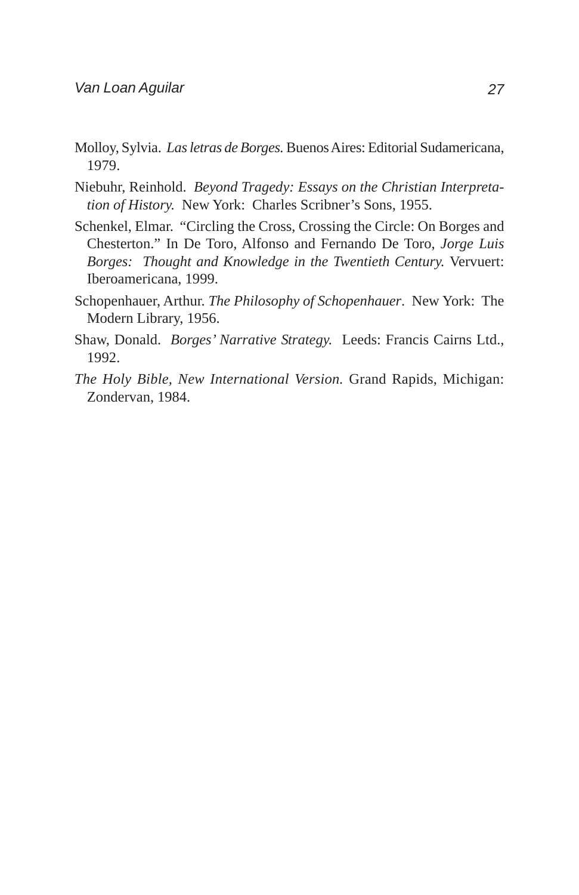Molloy, Sylvia. *Las letras de Borges.* Buenos Aires: Editorial Sudamericana, 1979.

Niebuhr, Reinhold. *Beyond Tragedy: Essays on the Christian Interpretation of History.* New York: Charles Scribner's Sons, 1955.

Schenkel, Elmar. "Circling the Cross, Crossing the Circle: On Borges and Chesterton." In De Toro, Alfonso and Fernando De Toro, *Jorge Luis Borges: Thought and Knowledge in the Twentieth Century.* Vervuert: Iberoamericana, 1999.

Schopenhauer, Arthur. *The Philosophy of Schopenhauer*. New York: The Modern Library, 1956.

Shaw, Donald. *Borges' Narrative Strategy.* Leeds: Francis Cairns Ltd., 1992.

*The Holy Bible, New International Version.* Grand Rapids, Michigan: Zondervan, 1984.